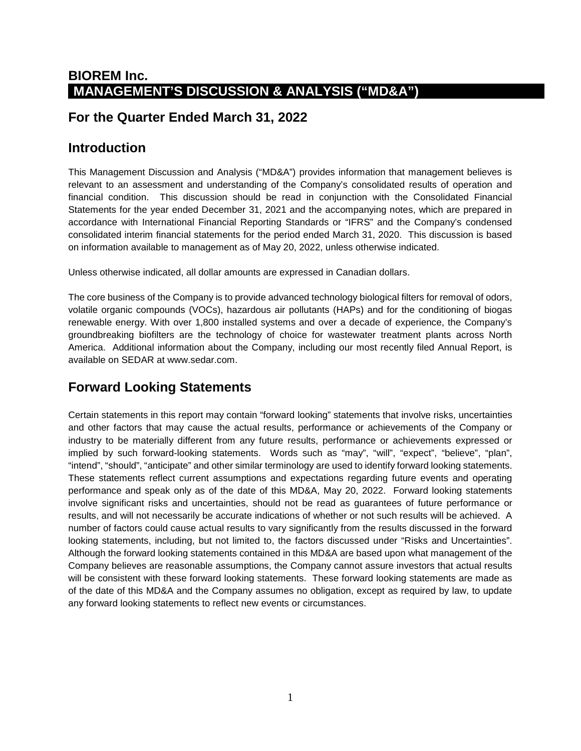# BIOREM Inc.

## MANAGEMENT'S DISCUSSION & ANALYSIS ("MD&A")

## For the Quarter Ended March 31, 2022

## Introduction

This Management Discussion and Analysis ("MD&A") provides information that management believes is relevant to an assessment and understanding of the Company's consolidated results of operation and financial condition. This discussion should be read in conjunction with the Consolidated Financial Statements for the year ended December 31, 2021 and the accompanying notes, which are prepared in accordance with International Financial Reporting Standards or "IFRS" and the Company's condensed consolidated interim financial statements for the period ended March 31, 2020. This discussion is based on information available to management as of May 20, 2022, unless otherwise indicated.

Unless otherwise indicated, all dollar amounts are expressed in Canadian dollars.

The core business of the Company is to provide advanced technology biological filters for removal of odors, volatile organic compounds (VOCs), hazardous air pollutants (HAPs) and for the conditioning of biogas renewable energy. With over 1,800 installed systems and over a decade of experience, the Company's groundbreaking biofilters are the technology of choice for wastewater treatment plants across North America. Additional information about the Company, including our most recently filed Annual Report, is available on SEDAR at www.sedar.com.

## Forward Looking Statements

Certain statements in this report may contain "forward looking" statements that involve risks, uncertainties and other factors that may cause the actual results, performance or achievements of the Company or industry to be materially different from any future results, performance or achievements expressed or implied by such forward-looking statements. Words such as "may", "will", "expect", "believe", "plan", "intend", "should", "anticipate" and other similar terminology are used to identify forward looking statements. These statements reflect current assumptions and expectations regarding future events and operating performance and speak only as of the date of this MD&A, May 20, 2022. Forward looking statements involve significant risks and uncertainties, should not be read as guarantees of future performance or results, and will not necessarily be accurate indications of whether or not such results will be achieved. A number of factors could cause actual results to vary significantly from the results discussed in the forward looking statements, including, but not limited to, the factors discussed under "Risks and Uncertainties". Although the forward looking statements contained in this MD&A are based upon what management of the Company believes are reasonable assumptions, the Company cannot assure investors that actual results will be consistent with these forward looking statements. These forward looking statements are made as of the date of this MD&A and the Company assumes no obligation, except as required by law, to update any forward looking statements to reflect new events or circumstances.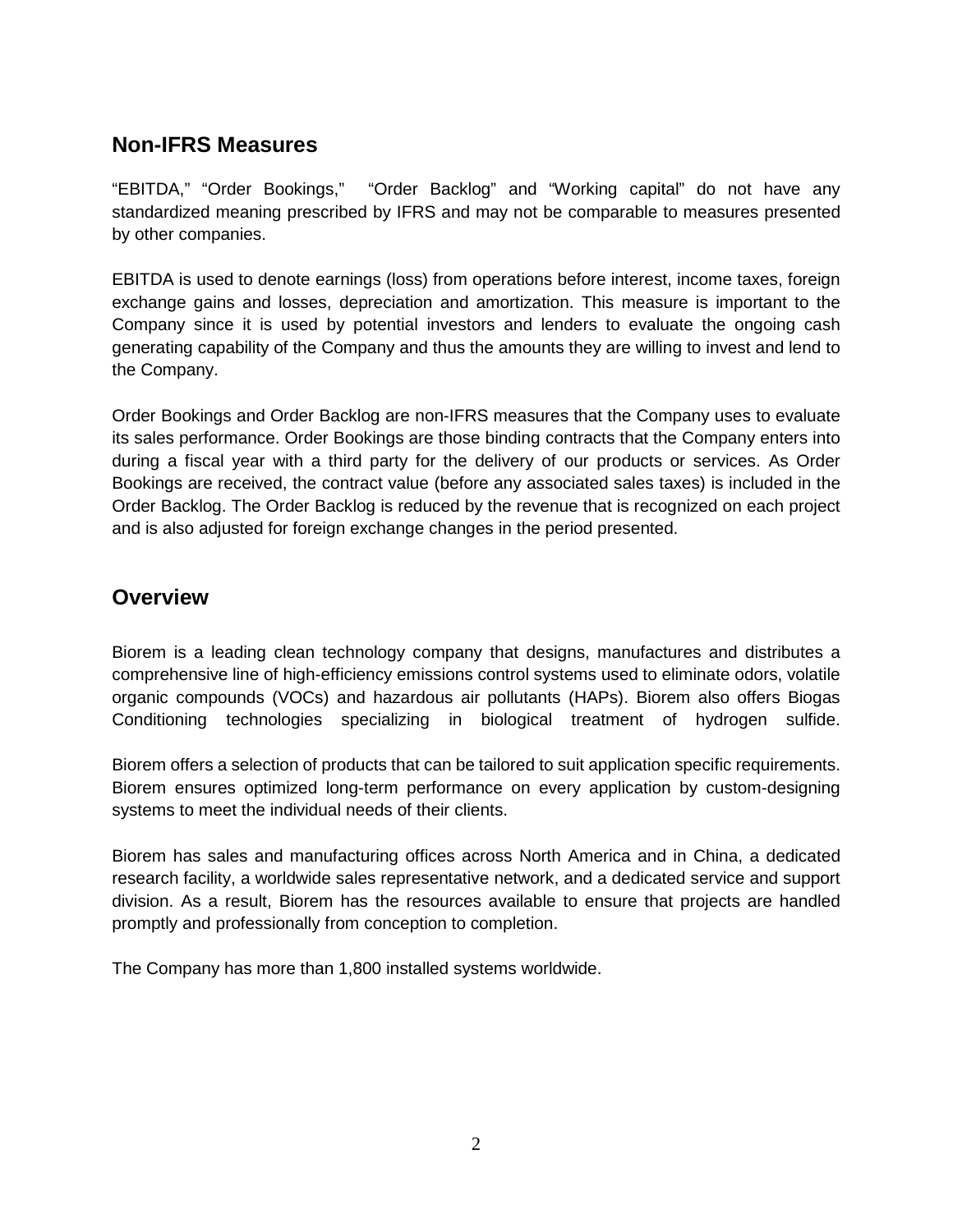## Non-IFRS Measures

"EBITDA," "Order Bookings," "Order Backlog" and "Working capital" do not have any standardized meaning prescribed by IFRS and may not be comparable to measures presented by other companies.

EBITDA is used to denote earnings (loss) from operations before interest, income taxes, foreign exchange gains and losses, depreciation and amortization. This measure is important to the Company since it is used by potential investors and lenders to evaluate the ongoing cash generating capability of the Company and thus the amounts they are willing to invest and lend to the Company.

Order Bookings and Order Backlog are non-IFRS measures that the Company uses to evaluate its sales performance. Order Bookings are those binding contracts that the Company enters into during a fiscal year with a third party for the delivery of our products or services. As Order Bookings are received, the contract value (before any associated sales taxes) is included in the Order Backlog. The Order Backlog is reduced by the revenue that is recognized on each project and is also adjusted for foreign exchange changes in the period presented.

## Overview

Biorem is a leading clean technology company that designs, manufactures and distributes a comprehensive line of high-efficiency emissions control systems used to eliminate odors, volatile organic compounds (VOCs) and hazardous air pollutants (HAPs). Biorem also offers Biogas Conditioning technologies specializing in biological treatment of hydrogen sulfide.

Biorem offers a selection of products that can be tailored to suit application specific requirements. Biorem ensures optimized long-term performance on every application by custom-designing systems to meet the individual needs of their clients.

Biorem has sales and manufacturing offices across North America and in China, a dedicated research facility, a worldwide sales representative network, and a dedicated service and support division. As a result, Biorem has the resources available to ensure that projects are handled promptly and professionally from conception to completion.

The Company has more than 1,800 installed systems worldwide.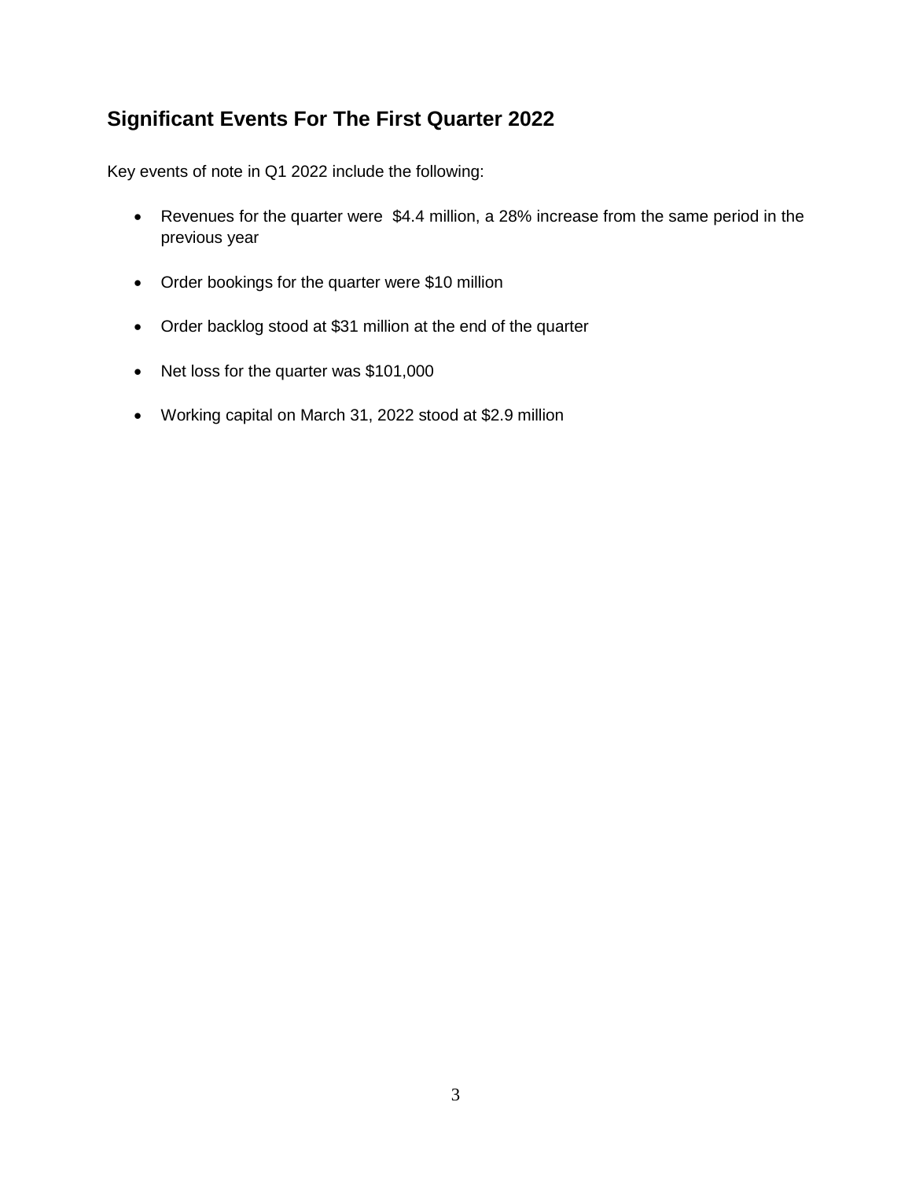## Significant Events For The First Quarter 2022

Key events of note in Q1 2022 include the following:

- Revenues for the quarter were $4.4 million, a 28% increase from the same period in the previous year
- Order bookings for the quarter were $10 million
- Order backlog stood at $31 million at the end of the quarter
- Net loss for the quarter was $101,000
- Working capital on March 31, 2022 stood at $2.9 million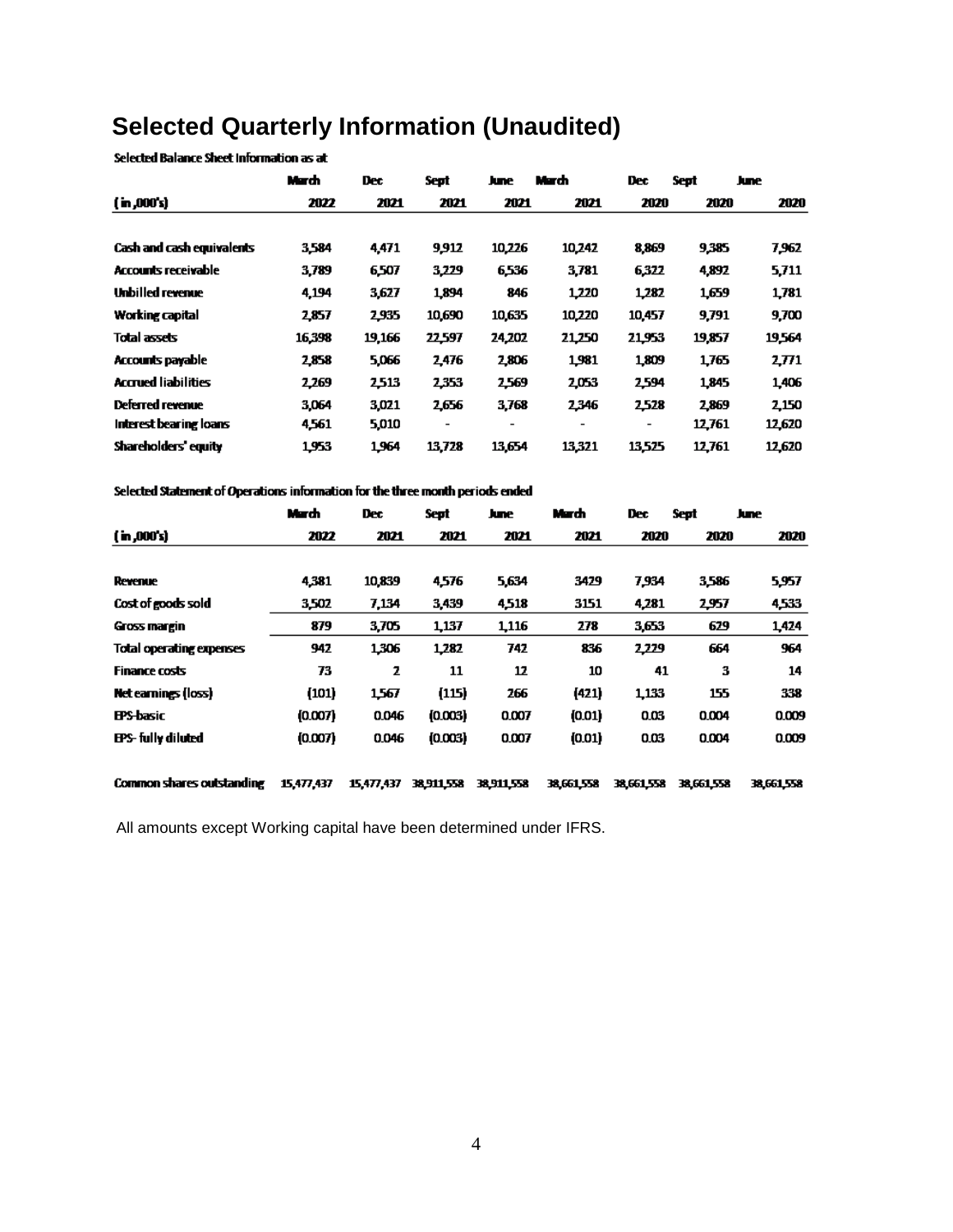# Selected Quarterly Information (Unaudited)

Selected Balance Sheet Information as at

| ( in ,000's) | March 2022 | Dec 2021 | Sept 2021 | June 2021 | March 2021 | Dec 2020 | Sept 2020 | June 2020 |
|---|---|---|---|---|---|---|---|---|
| Cash and cash equivalents | 3,584 | 4,471 | 9,912 | 10,226 | 10,242 | 8,869 | 9,385 | 7,962 |
| Accounts receivable | 3,789 | 6,507 | 3,229 | 6,536 | 3,781 | 6,322 | 4,892 | 5,711 |
| Unbilled revenue | 4,194 | 3,627 | 1,894 | 846 | 1,220 | 1,282 | 1,659 | 1,781 |
| Working capital | 2,857 | 2,935 | 10,690 | 10,635 | 10,220 | 10,457 | 9,791 | 9,700 |
| Total assets | 16,398 | 19,166 | 22,597 | 24,202 | 21,250 | 21,953 | 19,857 | 19,564 |
| Accounts payable | 2,858 | 5,066 | 2,476 | 2,806 | 1,981 | 1,809 | 1,765 | 2,771 |
| Accrued liabilities | 2,269 | 2,513 | 2,353 | 2,569 | 2,053 | 2,594 | 1,845 | 1,406 |
| Deferred revenue | 3,064 | 3,021 | 2,656 | 3,768 | 2,346 | 2,528 | 2,869 | 2,150 |
| Interest bearing loans | 4,561 | 5,010 | - | - | - | - | 12,761 | 12,620 |
| Shareholders' equity | 1,953 | 1,964 | 13,728 | 13,654 | 13,321 | 13,525 | 12,761 | 12,620 |

Selected Statement of Operations information for the three month periods ended

| ( in ,000's) | March 2022 | Dec 2021 | Sept 2021 | June 2021 | March 2021 | Dec 2020 | Sept 2020 | June 2020 |
|---|---|---|---|---|---|---|---|---|
| Revenue | 4,381 | 10,839 | 4,576 | 5,634 | 3429 | 7,934 | 3,586 | 5,957 |
| Cost of goods sold | 3,502 | 7,134 | 3,439 | 4,518 | 3151 | 4,281 | 2,957 | 4,533 |
| Gross margin | 879 | 3,705 | 1,137 | 1,116 | 278 | 3,653 | 629 | 1,424 |
| Total operating expenses | 942 | 1,306 | 1,282 | 742 | 836 | 2,229 | 664 | 964 |
| Finance costs | 73 | 2 | 11 | 12 | 10 | 41 | 3 | 14 |
| Net earnings (loss) | (101) | 1,567 | (115) | 266 | (421) | 1,133 | 155 | 338 |
| EPS-basic | (0.007) | 0.046 | (0.003) | 0.007 | (0.01) | 0.03 | 0.004 | 0.009 |
| EPS- fully diluted | (0.007) | 0.046 | (0.003) | 0.007 | (0.01) | 0.03 | 0.004 | 0.009 |
| Common shares outstanding | 15,477,437 | 15,477,437 | 38,911,558 | 38,911,558 | 38,661,558 | 38,661,558 | 38,661,558 | 38,661,558 |

All amounts except Working capital have been determined under IFRS.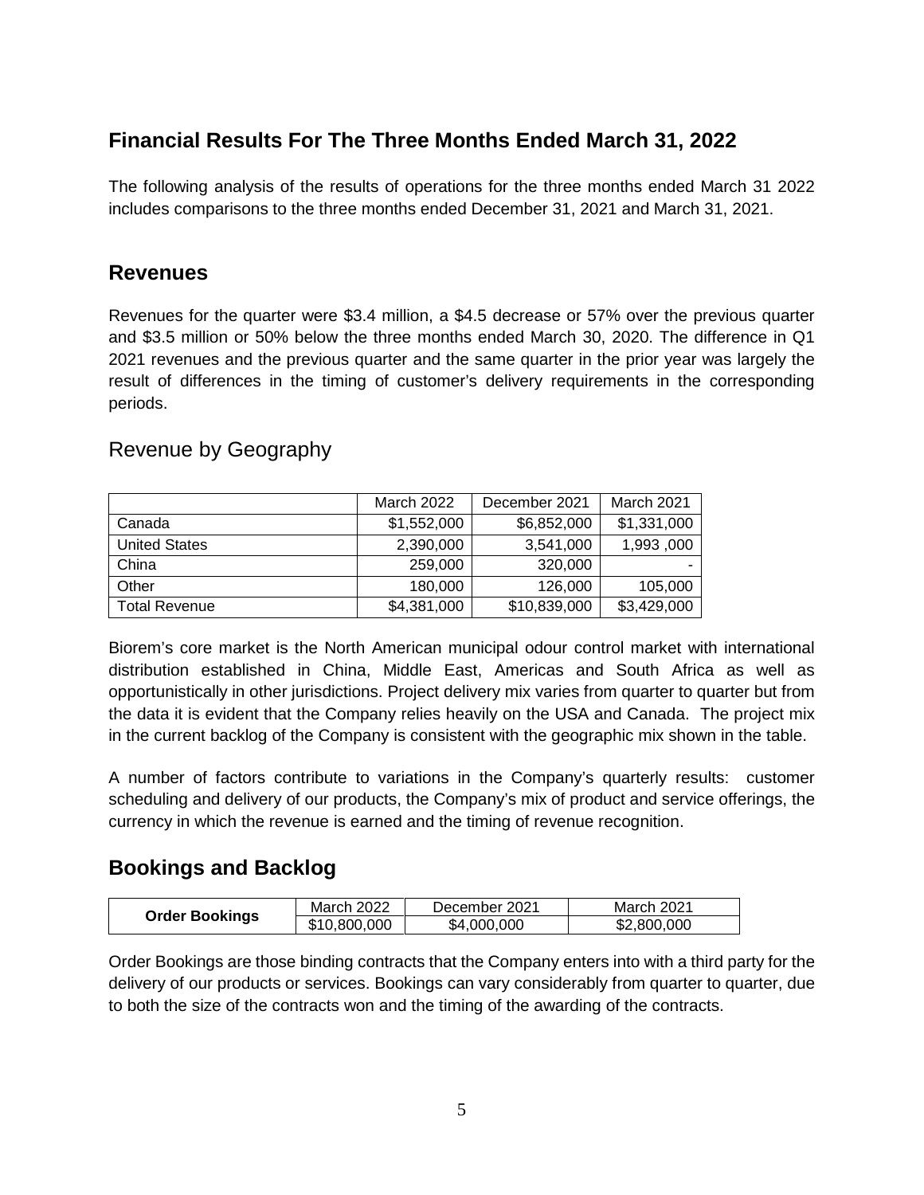## Financial Results For The Three Months Ended March 31, 2022

The following analysis of the results of operations for the three months ended March 31 2022 includes comparisons to the three months ended December 31, 2021 and March 31, 2021.

## Revenues

Revenues for the quarter were $3.4 million, a $4.5 decrease or 57% over the previous quarter and $3.5 million or 50% below the three months ended March 30, 2020. The difference in Q1 2021 revenues and the previous quarter and the same quarter in the prior year was largely the result of differences in the timing of customer's delivery requirements in the corresponding periods.

### Revenue by Geography

| | March 2022 | December 2021 | March 2021 |
|---|---|---|---|
| Canada | $1,552,000 | $6,852,000 | $1,331,000 |
| United States | 2,390,000 | 3,541,000 | 1,993 ,000 |
| China | 259,000 | 320,000 | - |
| Other | 180,000 | 126,000 | 105,000 |
| Total Revenue | $4,381,000 | $10,839,000 | $3,429,000 |

Biorem's core market is the North American municipal odour control market with international distribution established in China, Middle East, Americas and South Africa as well as opportunistically in other jurisdictions. Project delivery mix varies from quarter to quarter but from the data it is evident that the Company relies heavily on the USA and Canada. The project mix in the current backlog of the Company is consistent with the geographic mix shown in the table.

A number of factors contribute to variations in the Company's quarterly results: customer scheduling and delivery of our products, the Company's mix of product and service offerings, the currency in which the revenue is earned and the timing of revenue recognition.

## Bookings and Backlog

| | March 2022 | December 2021 | March 2021 |
|---|---|---|---|
| **Order Bookings** | $10,800,000 | $4,000,000 | $2,800,000 |

Order Bookings are those binding contracts that the Company enters into with a third party for the delivery of our products or services. Bookings can vary considerably from quarter to quarter, due to both the size of the contracts won and the timing of the awarding of the contracts.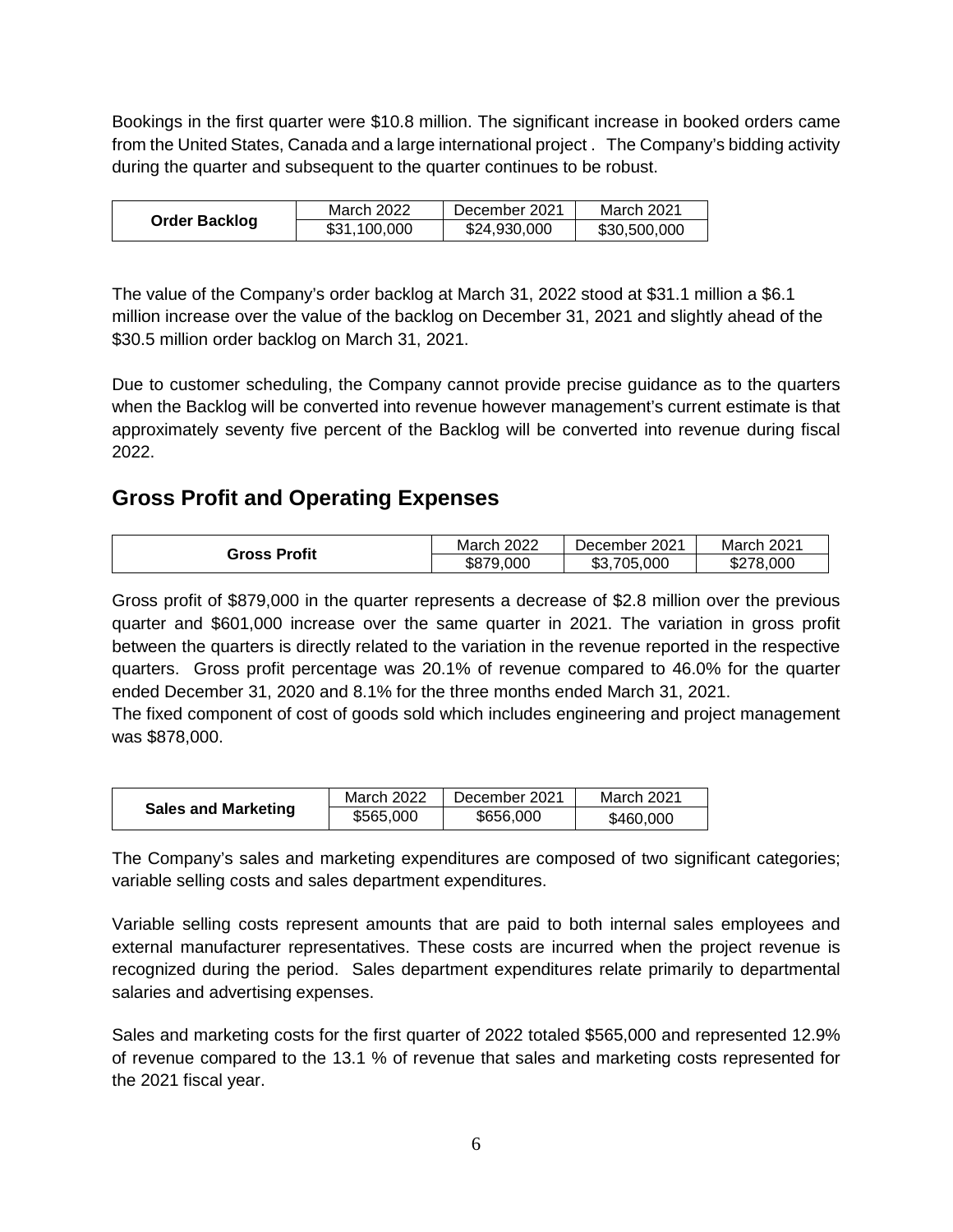Bookings in the first quarter were $10.8 million. The significant increase in booked orders came from the United States, Canada and a large international project . The Company's bidding activity during the quarter and subsequent to the quarter continues to be robust.

| Order Backlog | March 2022 | December 2021 | March 2021 |
| --- | --- | --- | --- |
| | $31,100,000 | $24,930,000 | $30,500,000 |

The value of the Company's order backlog at March 31, 2022 stood at $31.1 million a $6.1 million increase over the value of the backlog on December 31, 2021 and slightly ahead of the $30.5 million order backlog on March 31, 2021.

Due to customer scheduling, the Company cannot provide precise guidance as to the quarters when the Backlog will be converted into revenue however management's current estimate is that approximately seventy five percent of the Backlog will be converted into revenue during fiscal 2022.

## Gross Profit and Operating Expenses

| Gross Profit | March 2022 | December 2021 | March 2021 |
| --- | --- | --- | --- |
| | $879,000 | $3,705,000 | $278,000 |

Gross profit of $879,000 in the quarter represents a decrease of $2.8 million over the previous quarter and $601,000 increase over the same quarter in 2021. The variation in gross profit between the quarters is directly related to the variation in the revenue reported in the respective quarters. Gross profit percentage was 20.1% of revenue compared to 46.0% for the quarter ended December 31, 2020 and 8.1% for the three months ended March 31, 2021.

The fixed component of cost of goods sold which includes engineering and project management was $878,000.

| Sales and Marketing | March 2022 | December 2021 | March 2021 |
| --- | --- | --- | --- |
| | $565,000 | $656,000 | $460,000 |

The Company's sales and marketing expenditures are composed of two significant categories; variable selling costs and sales department expenditures.

Variable selling costs represent amounts that are paid to both internal sales employees and external manufacturer representatives. These costs are incurred when the project revenue is recognized during the period. Sales department expenditures relate primarily to departmental salaries and advertising expenses.

Sales and marketing costs for the first quarter of 2022 totaled $565,000 and represented 12.9% of revenue compared to the 13.1 % of revenue that sales and marketing costs represented for the 2021 fiscal year.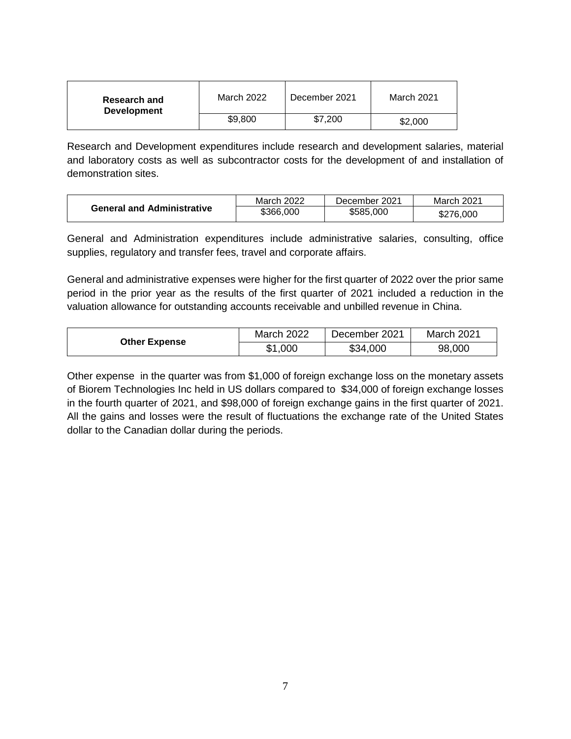| Research and Development | March 2022 | December 2021 | March 2021 |
|---|---|---|---|
| | $9,800 | $7,200 | $2,000 |

Research and Development expenditures include research and development salaries, material and laboratory costs as well as subcontractor costs for the development of and installation of demonstration sites.

| General and Administrative | March 2022 | December 2021 | March 2021 |
|---|---|---|---|
| | $366,000 | $585,000 | $276,000 |

General and Administration expenditures include administrative salaries, consulting, office supplies, regulatory and transfer fees, travel and corporate affairs.

General and administrative expenses were higher for the first quarter of 2022 over the prior same period in the prior year as the results of the first quarter of 2021 included a reduction in the valuation allowance for outstanding accounts receivable and unbilled revenue in China.

| Other Expense | March 2022 | December 2021 | March 2021 |
|---|---|---|---|
| | $1,000 | $34,000 | 98,000 |

Other expense in the quarter was from $1,000 of foreign exchange loss on the monetary assets of Biorem Technologies Inc held in US dollars compared to $34,000 of foreign exchange losses in the fourth quarter of 2021, and $98,000 of foreign exchange gains in the first quarter of 2021. All the gains and losses were the result of fluctuations the exchange rate of the United States dollar to the Canadian dollar during the periods.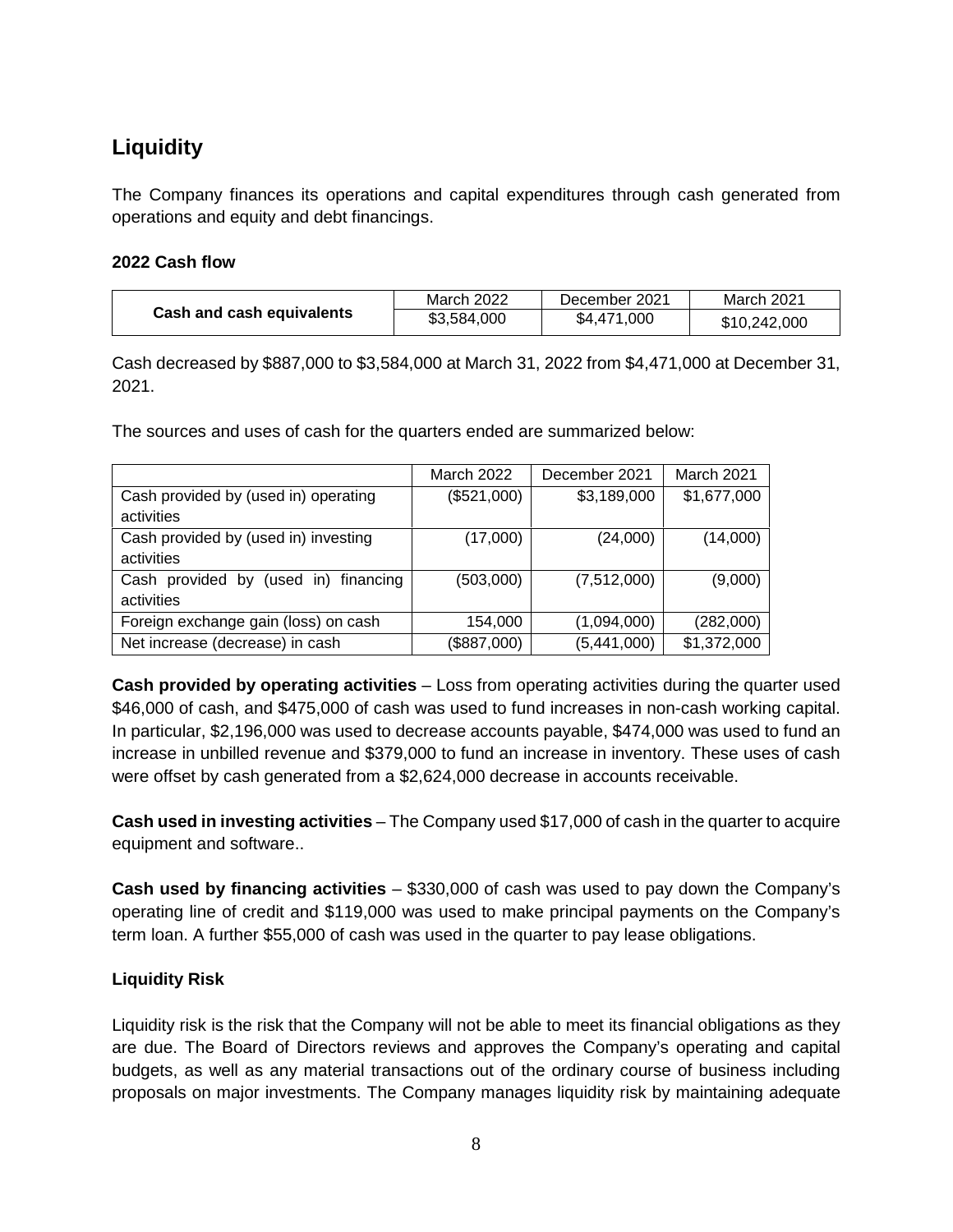## Liquidity

The Company finances its operations and capital expenditures through cash generated from operations and equity and debt financings.

### 2022 Cash flow

| Cash and cash equivalents | March 2022 | December 2021 | March 2021 |
|---|---|---|---|
| | $3,584,000 | $4,471,000 | $10,242,000 |

Cash decreased by $887,000 to $3,584,000 at March 31, 2022 from $4,471,000 at December 31, 2021.

The sources and uses of cash for the quarters ended are summarized below:

| | March 2022 | December 2021 | March 2021 |
|---|---|---|---|
| Cash provided by (used in) operating activities | ($521,000) | $3,189,000 | $1,677,000 |
| Cash provided by (used in) investing activities | (17,000) | (24,000) | (14,000) |
| Cash provided by (used in) financing activities | (503,000) | (7,512,000) | (9,000) |
| Foreign exchange gain (loss) on cash | 154,000 | (1,094,000) | (282,000) |
| Net increase (decrease) in cash | ($887,000) | (5,441,000) | $1,372,000 |

**Cash provided by operating activities** – Loss from operating activities during the quarter used $46,000 of cash, and $475,000 of cash was used to fund increases in non-cash working capital. In particular, $2,196,000 was used to decrease accounts payable, $474,000 was used to fund an increase in unbilled revenue and $379,000 to fund an increase in inventory. These uses of cash were offset by cash generated from a $2,624,000 decrease in accounts receivable.

**Cash used in investing activities** – The Company used $17,000 of cash in the quarter to acquire equipment and software..

**Cash used by financing activities** – $330,000 of cash was used to pay down the Company's operating line of credit and $119,000 was used to make principal payments on the Company's term loan. A further $55,000 of cash was used in the quarter to pay lease obligations.

### Liquidity Risk

Liquidity risk is the risk that the Company will not be able to meet its financial obligations as they are due. The Board of Directors reviews and approves the Company's operating and capital budgets, as well as any material transactions out of the ordinary course of business including proposals on major investments. The Company manages liquidity risk by maintaining adequate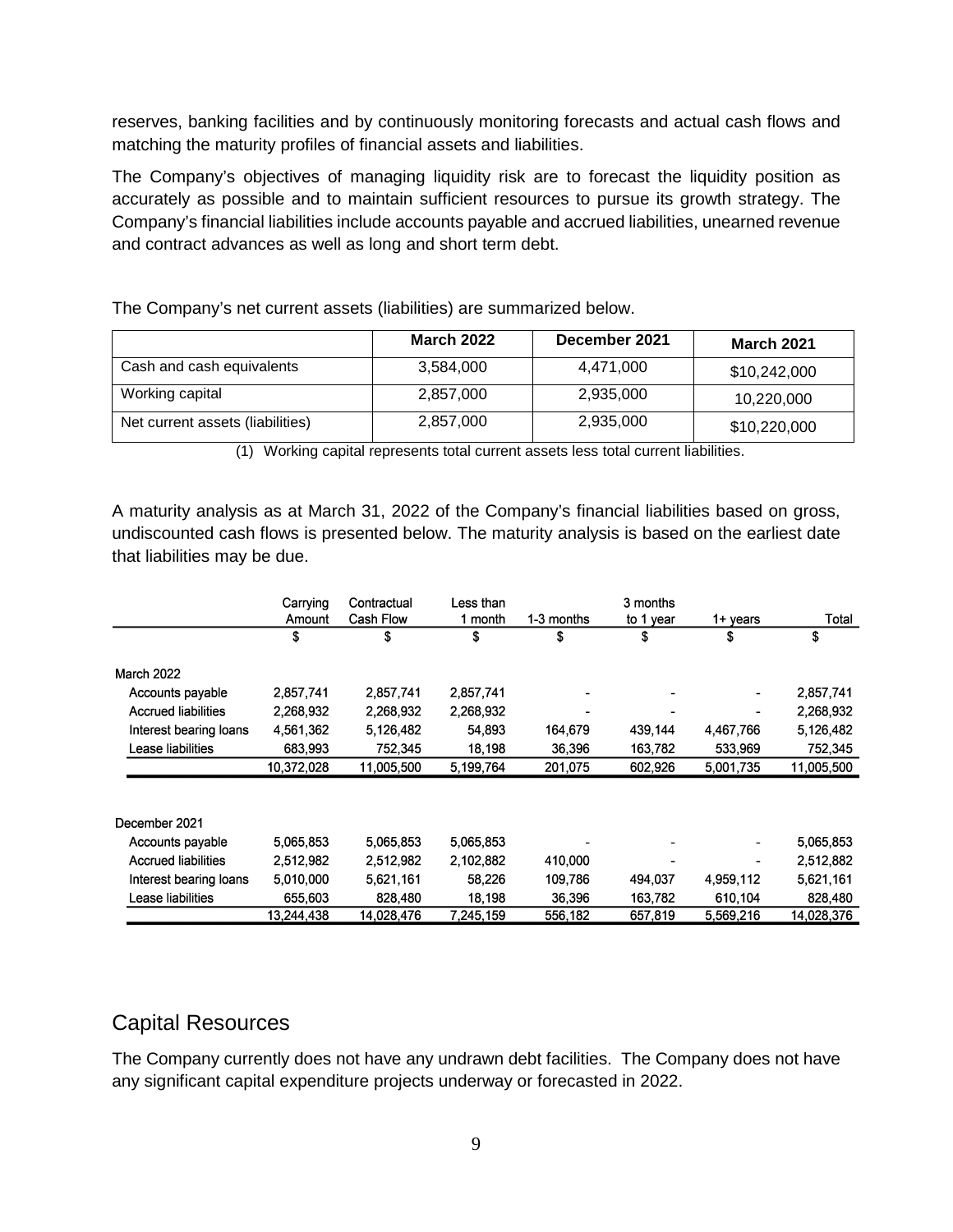reserves, banking facilities and by continuously monitoring forecasts and actual cash flows and matching the maturity profiles of financial assets and liabilities.

The Company's objectives of managing liquidity risk are to forecast the liquidity position as accurately as possible and to maintain sufficient resources to pursue its growth strategy. The Company's financial liabilities include accounts payable and accrued liabilities, unearned revenue and contract advances as well as long and short term debt.

The Company's net current assets (liabilities) are summarized below.

| | **March 2022** | **December 2021** | **March 2021** |
|---|---|---|---|
| Cash and cash equivalents | 3,584,000 | 4,471,000 | $10,242,000 |
| Working capital | 2,857,000 | 2,935,000 | 10,220,000 |
| Net current assets (liabilities) | 2,857,000 | 2,935,000 | $10,220,000 |

(1) Working capital represents total current assets less total current liabilities.

A maturity analysis as at March 31, 2022 of the Company's financial liabilities based on gross, undiscounted cash flows is presented below. The maturity analysis is based on the earliest date that liabilities may be due.

| | Carrying Amount | Contractual Cash Flow | Less than 1 month | 1-3 months | 3 months to 1 year | 1+ years | Total |
|---|---|---|---|---|---|---|---|
| | $ | $ | $ | $ | $ | $ | $ |
| March 2022 | | | | | | | |
| Accounts payable | 2,857,741 | 2,857,741 | 2,857,741 | - | - | - | 2,857,741 |
| Accrued liabilities | 2,268,932 | 2,268,932 | 2,268,932 | - | - | - | 2,268,932 |
| Interest bearing loans | 4,561,362 | 5,126,482 | 54,893 | 164,679 | 439,144 | 4,467,766 | 5,126,482 |
| Lease liabilities | 683,993 | 752,345 | 18,198 | 36,396 | 163,782 | 533,969 | 752,345 |
| | 10,372,028 | 11,005,500 | 5,199,764 | 201,075 | 602,926 | 5,001,735 | 11,005,500 |
| December 2021 | | | | | | | |
| Accounts payable | 5,065,853 | 5,065,853 | 5,065,853 | - | - | - | 5,065,853 |
| Accrued liabilities | 2,512,982 | 2,512,982 | 2,102,882 | 410,000 | - | - | 2,512,882 |
| Interest bearing loans | 5,010,000 | 5,621,161 | 58,226 | 109,786 | 494,037 | 4,959,112 | 5,621,161 |
| Lease liabilities | 655,603 | 828,480 | 18,198 | 36,396 | 163,782 | 610,104 | 828,480 |
| | 13,244,438 | 14,028,476 | 7,245,159 | 556,182 | 657,819 | 5,569,216 | 14,028,376 |

## Capital Resources

The Company currently does not have any undrawn debt facilities. The Company does not have any significant capital expenditure projects underway or forecasted in 2022.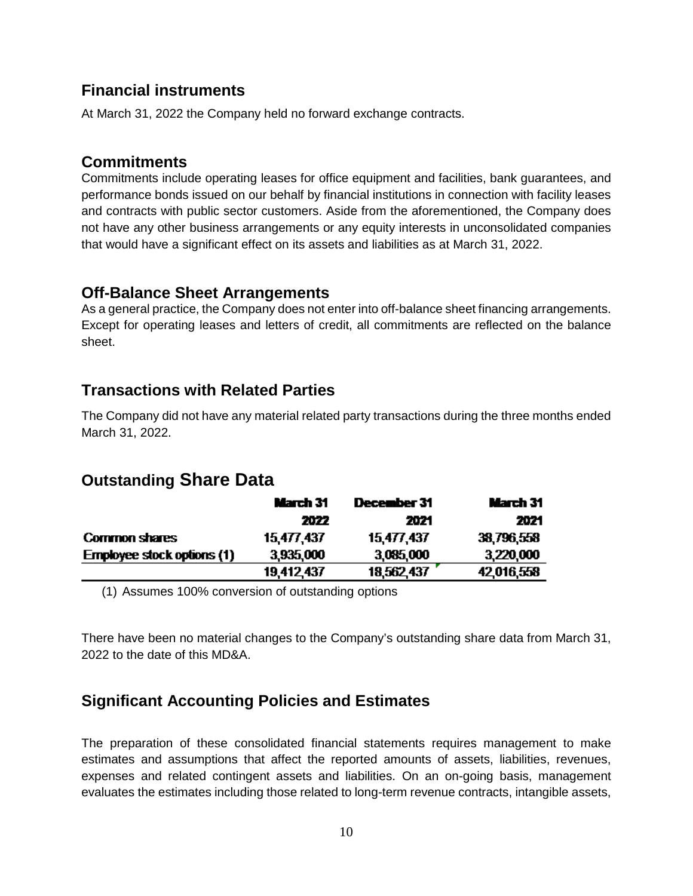## Financial instruments

At March 31, 2022 the Company held no forward exchange contracts.

## Commitments

Commitments include operating leases for office equipment and facilities, bank guarantees, and performance bonds issued on our behalf by financial institutions in connection with facility leases and contracts with public sector customers. Aside from the aforementioned, the Company does not have any other business arrangements or any equity interests in unconsolidated companies that would have a significant effect on its assets and liabilities as at March 31, 2022.

## Off-Balance Sheet Arrangements

As a general practice, the Company does not enter into off-balance sheet financing arrangements. Except for operating leases and letters of credit, all commitments are reflected on the balance sheet.

## Transactions with Related Parties

The Company did not have any material related party transactions during the three months ended March 31, 2022.

## Outstanding Share Data

| | March 31 2022 | December 31 2021 | March 31 2021 |
|---|---|---|---|
| Common shares | 15,477,437 | 15,477,437 | 38,796,558 |
| Employee stock options (1) | 3,935,000 | 3,085,000 | 3,220,000 |
| | 19,412,437 | 18,562,437 | 42,016,558 |

(1) Assumes 100% conversion of outstanding options

There have been no material changes to the Company's outstanding share data from March 31, 2022 to the date of this MD&A.

## Significant Accounting Policies and Estimates

The preparation of these consolidated financial statements requires management to make estimates and assumptions that affect the reported amounts of assets, liabilities, revenues, expenses and related contingent assets and liabilities. On an on-going basis, management evaluates the estimates including those related to long-term revenue contracts, intangible assets,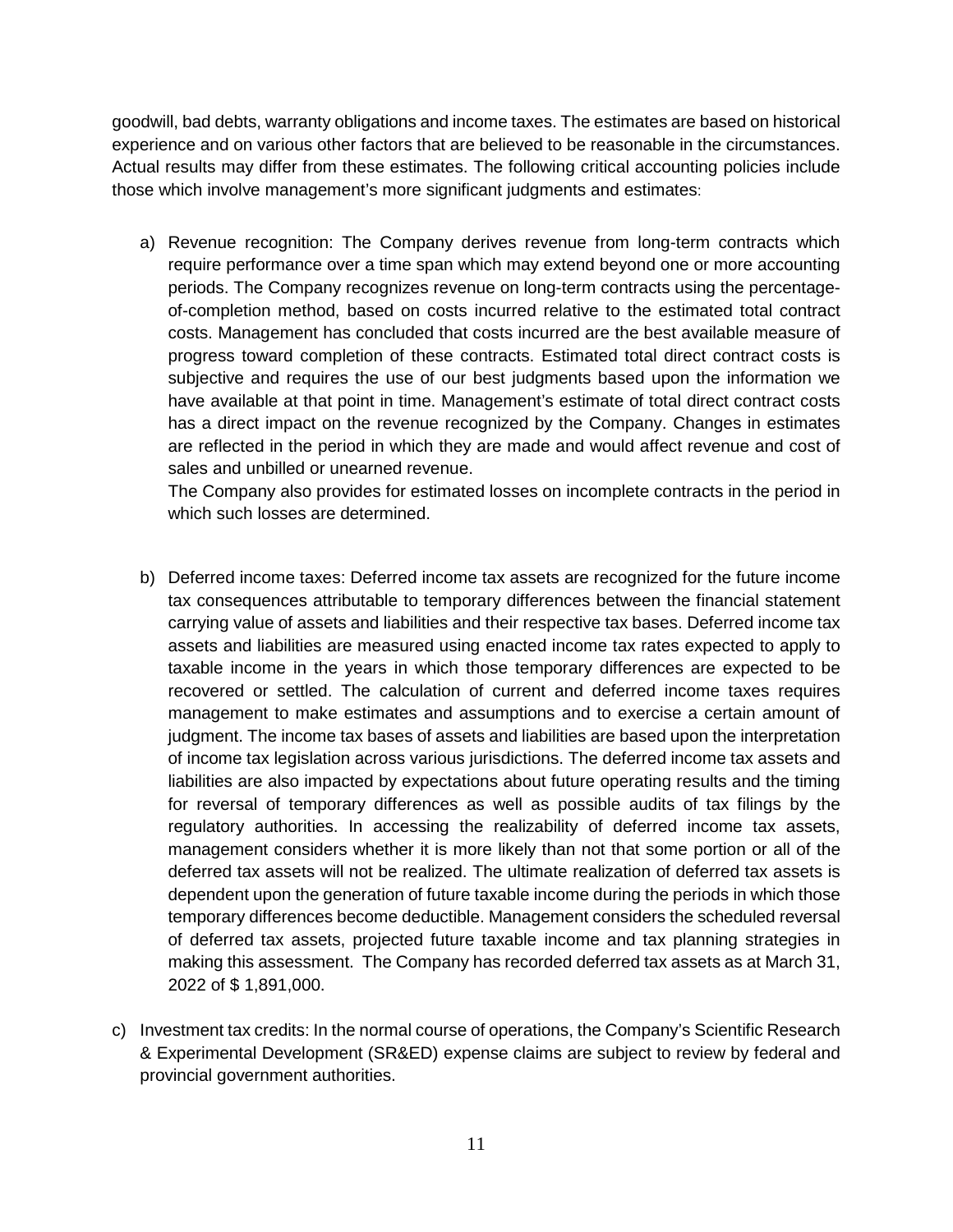goodwill, bad debts, warranty obligations and income taxes. The estimates are based on historical experience and on various other factors that are believed to be reasonable in the circumstances. Actual results may differ from these estimates. The following critical accounting policies include those which involve management's more significant judgments and estimates:

a) Revenue recognition: The Company derives revenue from long-term contracts which require performance over a time span which may extend beyond one or more accounting periods. The Company recognizes revenue on long-term contracts using the percentage-of-completion method, based on costs incurred relative to the estimated total contract costs. Management has concluded that costs incurred are the best available measure of progress toward completion of these contracts. Estimated total direct contract costs is subjective and requires the use of our best judgments based upon the information we have available at that point in time. Management's estimate of total direct contract costs has a direct impact on the revenue recognized by the Company. Changes in estimates are reflected in the period in which they are made and would affect revenue and cost of sales and unbilled or unearned revenue.

   The Company also provides for estimated losses on incomplete contracts in the period in which such losses are determined.

b) Deferred income taxes: Deferred income tax assets are recognized for the future income tax consequences attributable to temporary differences between the financial statement carrying value of assets and liabilities and their respective tax bases. Deferred income tax assets and liabilities are measured using enacted income tax rates expected to apply to taxable income in the years in which those temporary differences are expected to be recovered or settled. The calculation of current and deferred income taxes requires management to make estimates and assumptions and to exercise a certain amount of judgment. The income tax bases of assets and liabilities are based upon the interpretation of income tax legislation across various jurisdictions. The deferred income tax assets and liabilities are also impacted by expectations about future operating results and the timing for reversal of temporary differences as well as possible audits of tax filings by the regulatory authorities. In accessing the realizability of deferred income tax assets, management considers whether it is more likely than not that some portion or all of the deferred tax assets will not be realized. The ultimate realization of deferred tax assets is dependent upon the generation of future taxable income during the periods in which those temporary differences become deductible. Management considers the scheduled reversal of deferred tax assets, projected future taxable income and tax planning strategies in making this assessment. The Company has recorded deferred tax assets as at March 31, 2022 of $ 1,891,000.

c) Investment tax credits: In the normal course of operations, the Company's Scientific Research & Experimental Development (SR&ED) expense claims are subject to review by federal and provincial government authorities.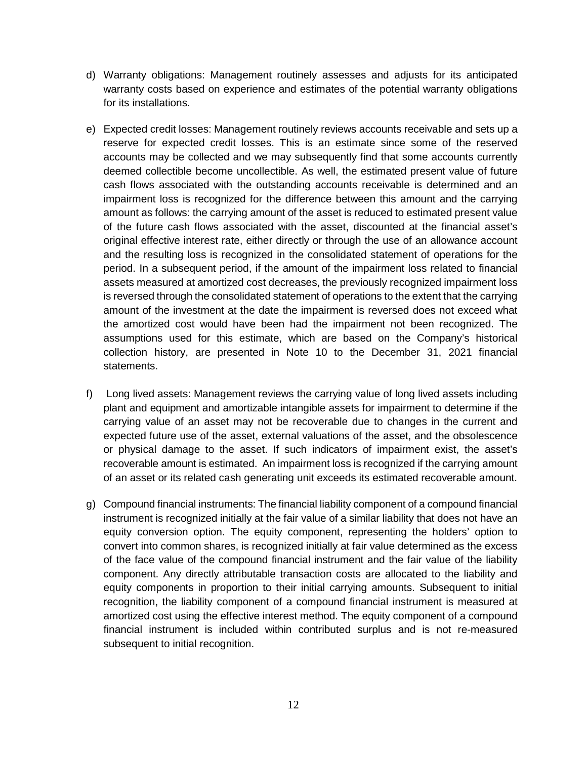d) Warranty obligations: Management routinely assesses and adjusts for its anticipated warranty costs based on experience and estimates of the potential warranty obligations for its installations.

e) Expected credit losses: Management routinely reviews accounts receivable and sets up a reserve for expected credit losses. This is an estimate since some of the reserved accounts may be collected and we may subsequently find that some accounts currently deemed collectible become uncollectible. As well, the estimated present value of future cash flows associated with the outstanding accounts receivable is determined and an impairment loss is recognized for the difference between this amount and the carrying amount as follows: the carrying amount of the asset is reduced to estimated present value of the future cash flows associated with the asset, discounted at the financial asset's original effective interest rate, either directly or through the use of an allowance account and the resulting loss is recognized in the consolidated statement of operations for the period. In a subsequent period, if the amount of the impairment loss related to financial assets measured at amortized cost decreases, the previously recognized impairment loss is reversed through the consolidated statement of operations to the extent that the carrying amount of the investment at the date the impairment is reversed does not exceed what the amortized cost would have been had the impairment not been recognized. The assumptions used for this estimate, which are based on the Company's historical collection history, are presented in Note 10 to the December 31, 2021 financial statements.

f) Long lived assets: Management reviews the carrying value of long lived assets including plant and equipment and amortizable intangible assets for impairment to determine if the carrying value of an asset may not be recoverable due to changes in the current and expected future use of the asset, external valuations of the asset, and the obsolescence or physical damage to the asset. If such indicators of impairment exist, the asset's recoverable amount is estimated. An impairment loss is recognized if the carrying amount of an asset or its related cash generating unit exceeds its estimated recoverable amount.

g) Compound financial instruments: The financial liability component of a compound financial instrument is recognized initially at the fair value of a similar liability that does not have an equity conversion option. The equity component, representing the holders' option to convert into common shares, is recognized initially at fair value determined as the excess of the face value of the compound financial instrument and the fair value of the liability component. Any directly attributable transaction costs are allocated to the liability and equity components in proportion to their initial carrying amounts. Subsequent to initial recognition, the liability component of a compound financial instrument is measured at amortized cost using the effective interest method. The equity component of a compound financial instrument is included within contributed surplus and is not re-measured subsequent to initial recognition.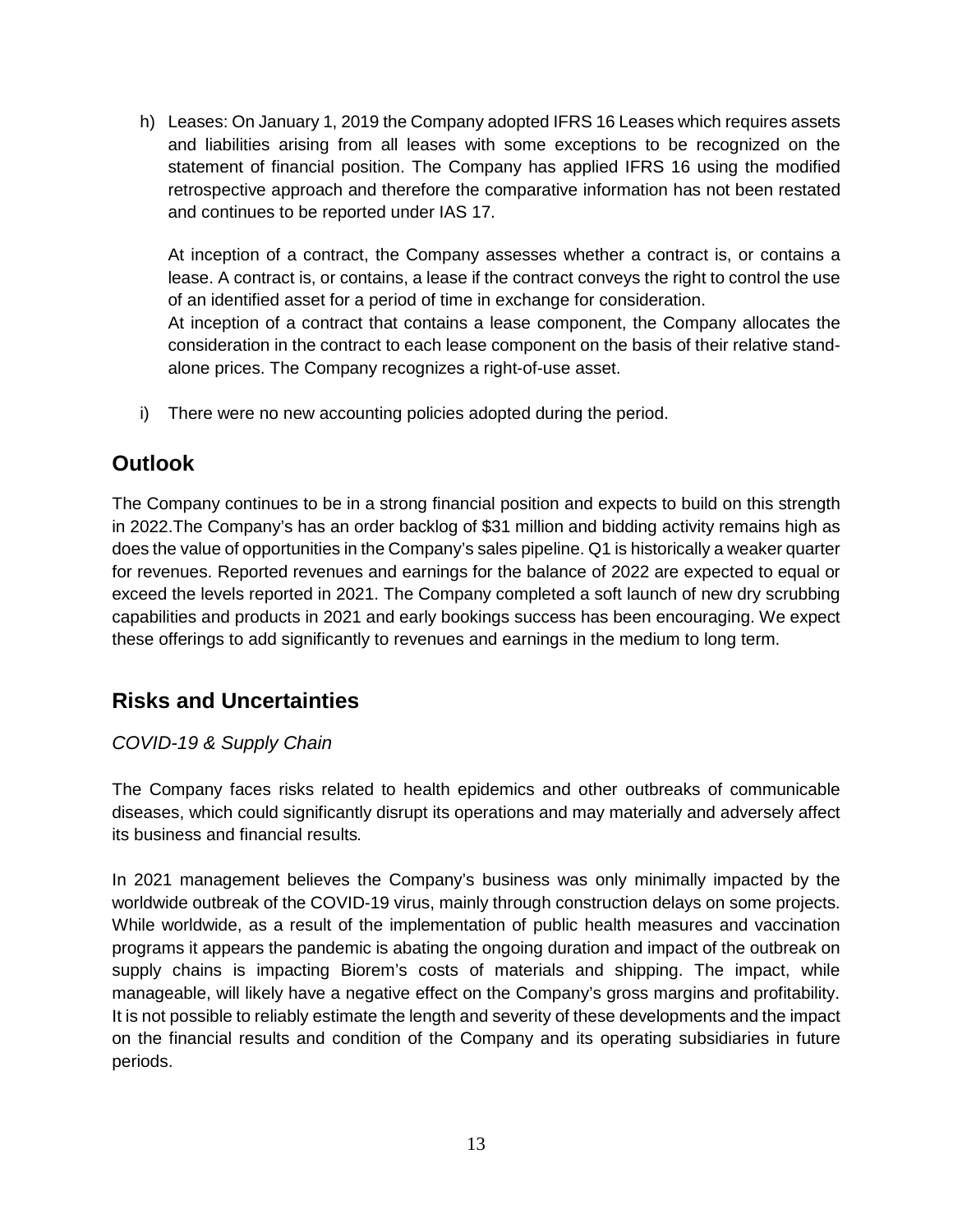h) Leases: On January 1, 2019 the Company adopted IFRS 16 Leases which requires assets and liabilities arising from all leases with some exceptions to be recognized on the statement of financial position. The Company has applied IFRS 16 using the modified retrospective approach and therefore the comparative information has not been restated and continues to be reported under IAS 17.

   At inception of a contract, the Company assesses whether a contract is, or contains a lease. A contract is, or contains, a lease if the contract conveys the right to control the use of an identified asset for a period of time in exchange for consideration.
   At inception of a contract that contains a lease component, the Company allocates the consideration in the contract to each lease component on the basis of their relative stand-alone prices. The Company recognizes a right-of-use asset.

i) There were no new accounting policies adopted during the period.

## Outlook

The Company continues to be in a strong financial position and expects to build on this strength in 2022.The Company's has an order backlog of $31 million and bidding activity remains high as does the value of opportunities in the Company's sales pipeline. Q1 is historically a weaker quarter for revenues. Reported revenues and earnings for the balance of 2022 are expected to equal or exceed the levels reported in 2021. The Company completed a soft launch of new dry scrubbing capabilities and products in 2021 and early bookings success has been encouraging. We expect these offerings to add significantly to revenues and earnings in the medium to long term.

## Risks and Uncertainties

*COVID-19 & Supply Chain*

The Company faces risks related to health epidemics and other outbreaks of communicable diseases, which could significantly disrupt its operations and may materially and adversely affect its business and financial results.

In 2021 management believes the Company's business was only minimally impacted by the worldwide outbreak of the COVID-19 virus, mainly through construction delays on some projects. While worldwide, as a result of the implementation of public health measures and vaccination programs it appears the pandemic is abating the ongoing duration and impact of the outbreak on supply chains is impacting Biorem's costs of materials and shipping. The impact, while manageable, will likely have a negative effect on the Company's gross margins and profitability. It is not possible to reliably estimate the length and severity of these developments and the impact on the financial results and condition of the Company and its operating subsidiaries in future periods.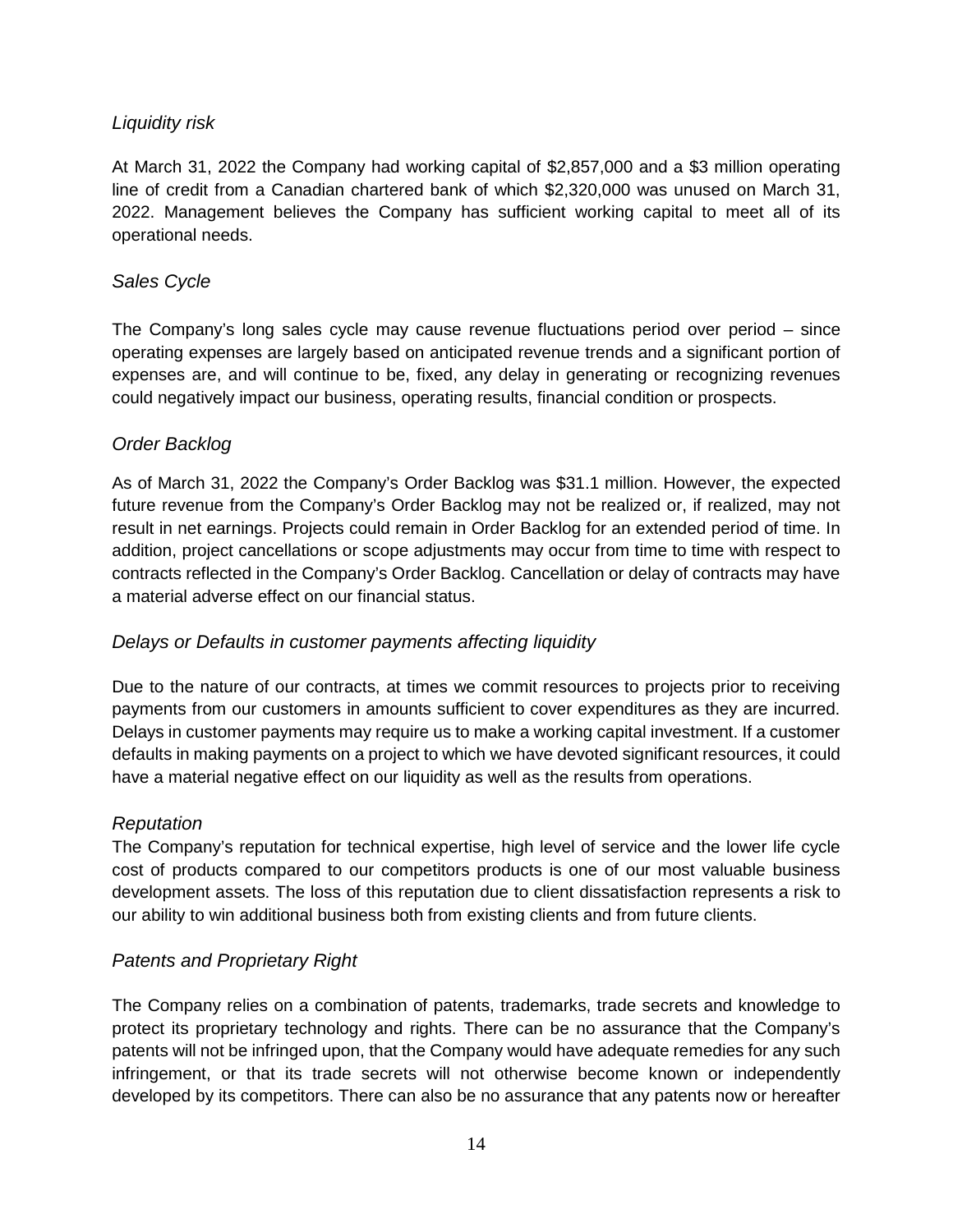*Liquidity risk*

At March 31, 2022 the Company had working capital of $2,857,000 and a $3 million operating line of credit from a Canadian chartered bank of which $2,320,000 was unused on March 31, 2022. Management believes the Company has sufficient working capital to meet all of its operational needs.

*Sales Cycle*

The Company's long sales cycle may cause revenue fluctuations period over period – since operating expenses are largely based on anticipated revenue trends and a significant portion of expenses are, and will continue to be, fixed, any delay in generating or recognizing revenues could negatively impact our business, operating results, financial condition or prospects.

*Order Backlog*

As of March 31, 2022 the Company's Order Backlog was $31.1 million. However, the expected future revenue from the Company's Order Backlog may not be realized or, if realized, may not result in net earnings. Projects could remain in Order Backlog for an extended period of time. In addition, project cancellations or scope adjustments may occur from time to time with respect to contracts reflected in the Company's Order Backlog. Cancellation or delay of contracts may have a material adverse effect on our financial status.

*Delays or Defaults in customer payments affecting liquidity*

Due to the nature of our contracts, at times we commit resources to projects prior to receiving payments from our customers in amounts sufficient to cover expenditures as they are incurred. Delays in customer payments may require us to make a working capital investment. If a customer defaults in making payments on a project to which we have devoted significant resources, it could have a material negative effect on our liquidity as well as the results from operations.

*Reputation*

The Company's reputation for technical expertise, high level of service and the lower life cycle cost of products compared to our competitors products is one of our most valuable business development assets. The loss of this reputation due to client dissatisfaction represents a risk to our ability to win additional business both from existing clients and from future clients.

*Patents and Proprietary Right*

The Company relies on a combination of patents, trademarks, trade secrets and knowledge to protect its proprietary technology and rights. There can be no assurance that the Company's patents will not be infringed upon, that the Company would have adequate remedies for any such infringement, or that its trade secrets will not otherwise become known or independently developed by its competitors. There can also be no assurance that any patents now or hereafter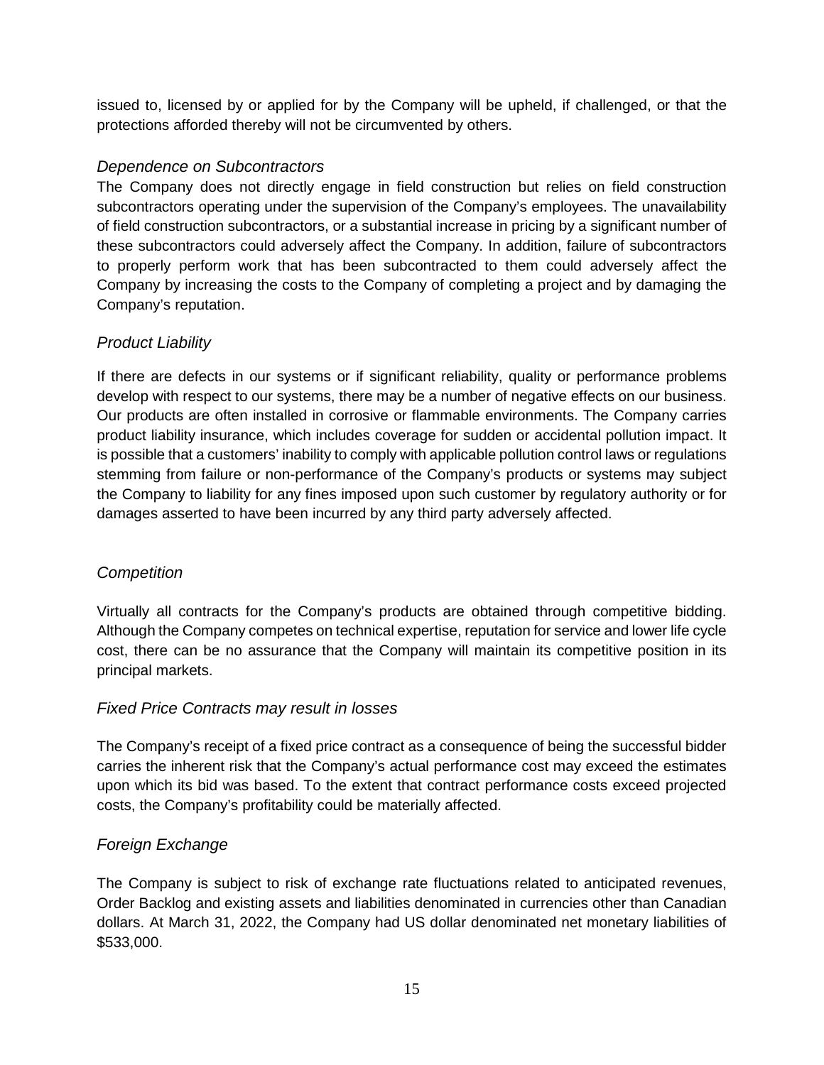issued to, licensed by or applied for by the Company will be upheld, if challenged, or that the protections afforded thereby will not be circumvented by others.

### *Dependence on Subcontractors*

The Company does not directly engage in field construction but relies on field construction subcontractors operating under the supervision of the Company's employees. The unavailability of field construction subcontractors, or a substantial increase in pricing by a significant number of these subcontractors could adversely affect the Company. In addition, failure of subcontractors to properly perform work that has been subcontracted to them could adversely affect the Company by increasing the costs to the Company of completing a project and by damaging the Company's reputation.

### *Product Liability*

If there are defects in our systems or if significant reliability, quality or performance problems develop with respect to our systems, there may be a number of negative effects on our business. Our products are often installed in corrosive or flammable environments. The Company carries product liability insurance, which includes coverage for sudden or accidental pollution impact. It is possible that a customers' inability to comply with applicable pollution control laws or regulations stemming from failure or non-performance of the Company's products or systems may subject the Company to liability for any fines imposed upon such customer by regulatory authority or for damages asserted to have been incurred by any third party adversely affected.

### *Competition*

Virtually all contracts for the Company's products are obtained through competitive bidding. Although the Company competes on technical expertise, reputation for service and lower life cycle cost, there can be no assurance that the Company will maintain its competitive position in its principal markets.

### *Fixed Price Contracts may result in losses*

The Company's receipt of a fixed price contract as a consequence of being the successful bidder carries the inherent risk that the Company's actual performance cost may exceed the estimates upon which its bid was based. To the extent that contract performance costs exceed projected costs, the Company's profitability could be materially affected.

### *Foreign Exchange*

The Company is subject to risk of exchange rate fluctuations related to anticipated revenues, Order Backlog and existing assets and liabilities denominated in currencies other than Canadian dollars. At March 31, 2022, the Company had US dollar denominated net monetary liabilities of $533,000.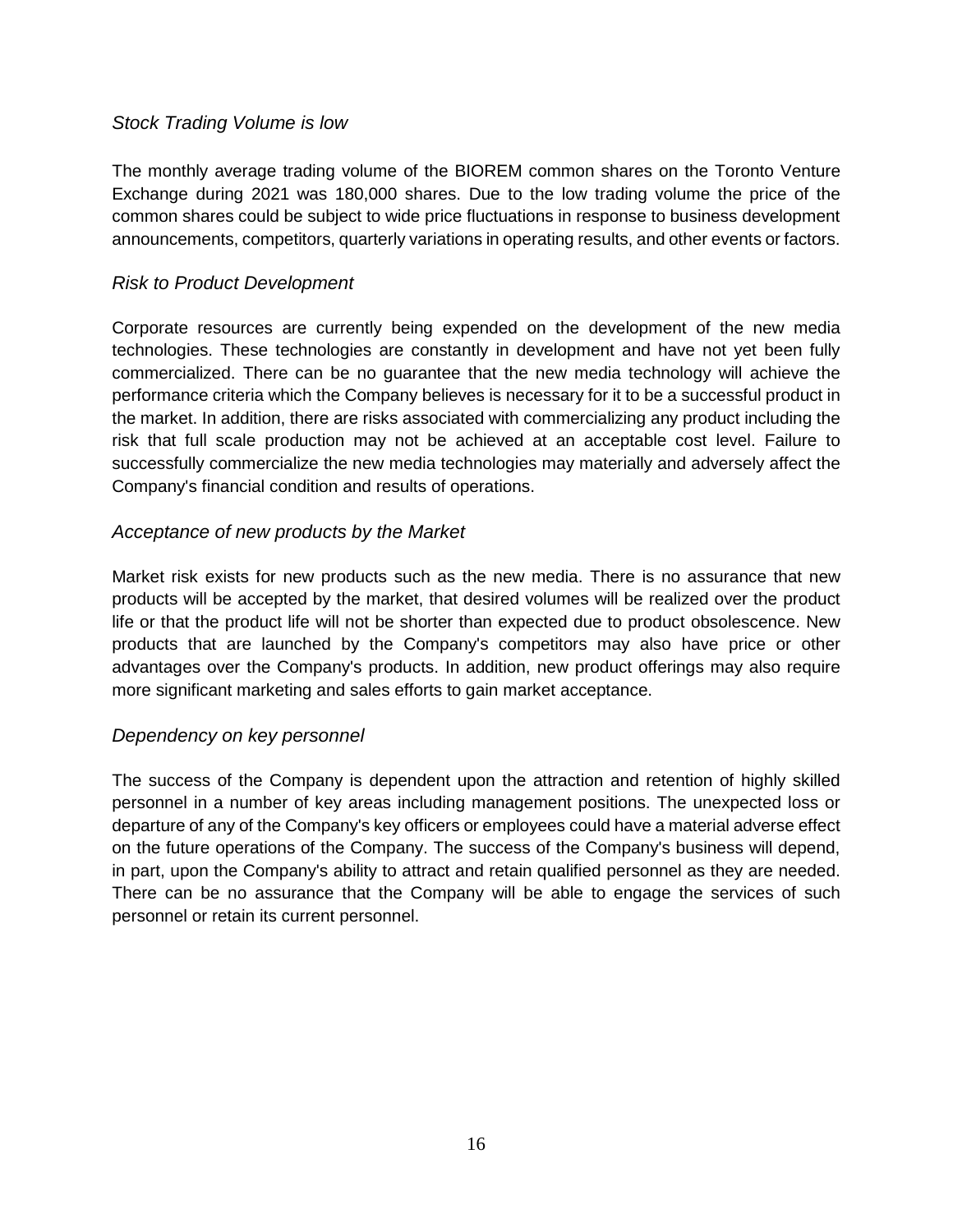*Stock Trading Volume is low*

The monthly average trading volume of the BIOREM common shares on the Toronto Venture Exchange during 2021 was 180,000 shares. Due to the low trading volume the price of the common shares could be subject to wide price fluctuations in response to business development announcements, competitors, quarterly variations in operating results, and other events or factors.

*Risk to Product Development*

Corporate resources are currently being expended on the development of the new media technologies. These technologies are constantly in development and have not yet been fully commercialized. There can be no guarantee that the new media technology will achieve the performance criteria which the Company believes is necessary for it to be a successful product in the market. In addition, there are risks associated with commercializing any product including the risk that full scale production may not be achieved at an acceptable cost level. Failure to successfully commercialize the new media technologies may materially and adversely affect the Company's financial condition and results of operations.

*Acceptance of new products by the Market*

Market risk exists for new products such as the new media. There is no assurance that new products will be accepted by the market, that desired volumes will be realized over the product life or that the product life will not be shorter than expected due to product obsolescence. New products that are launched by the Company's competitors may also have price or other advantages over the Company's products. In addition, new product offerings may also require more significant marketing and sales efforts to gain market acceptance.

*Dependency on key personnel*

The success of the Company is dependent upon the attraction and retention of highly skilled personnel in a number of key areas including management positions. The unexpected loss or departure of any of the Company's key officers or employees could have a material adverse effect on the future operations of the Company. The success of the Company's business will depend, in part, upon the Company's ability to attract and retain qualified personnel as they are needed. There can be no assurance that the Company will be able to engage the services of such personnel or retain its current personnel.